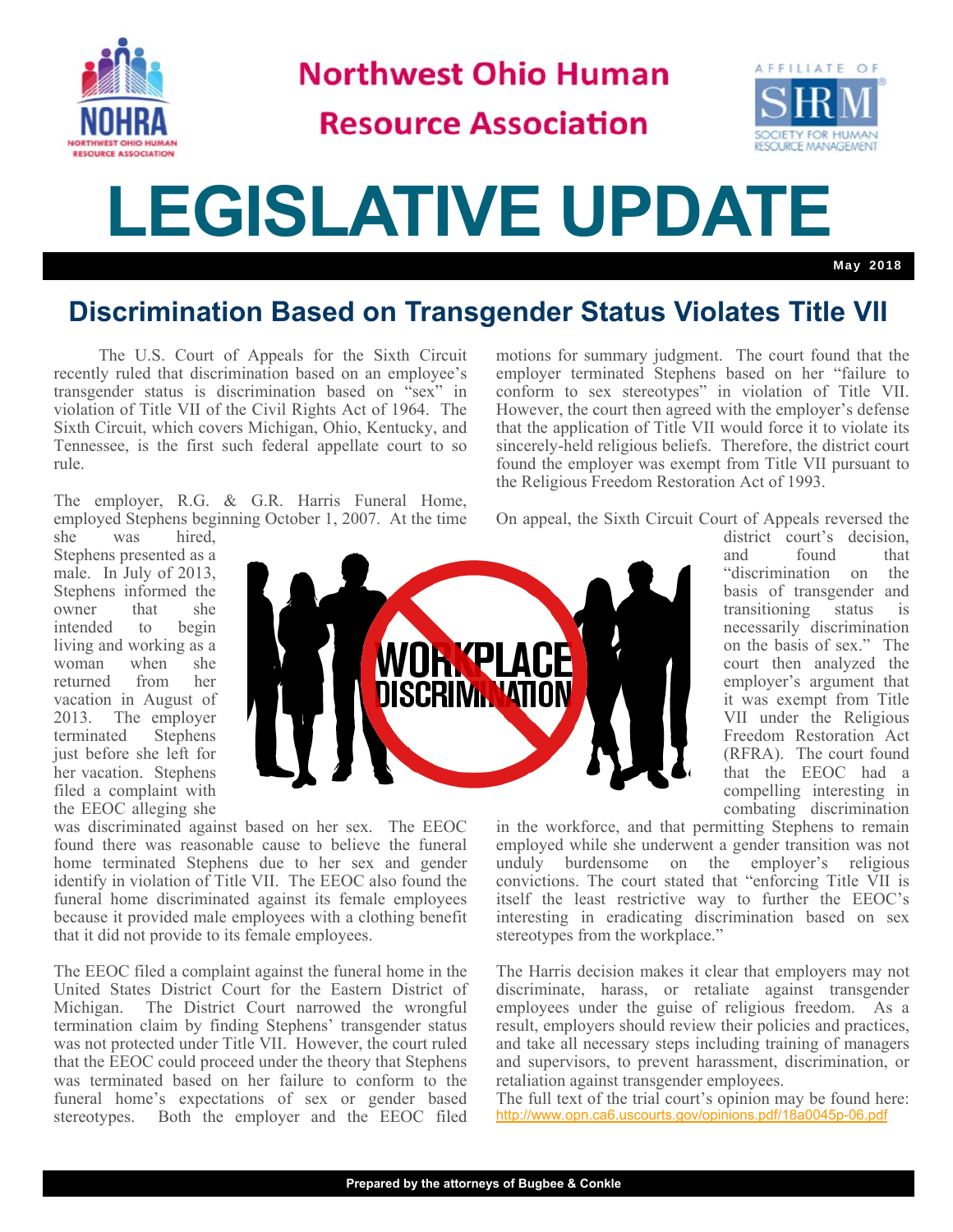# Northwest Ohio Human Resource Association

# LEGISLATIVE UPDATE

May 2018

## Discrimination Based on Transgender Status Violates Title VII

The U.S. Court of Appeals for the Sixth Circuit recently ruled that discrimination based on an employee's transgender status is discrimination based on "sex" in violation of Title VII of the Civil Rights Act of 1964. The Sixth Circuit, which covers Michigan, Ohio, Kentucky, and Tennessee, is the first such federal appellate court to so rule.

The employer, R.G. & G.R. Harris Funeral Home, employed Stephens beginning October 1, 2007. At the time she was hired, Stephens presented as a male. In July of 2013, Stephens informed the owner that she intended to begin living and working as a woman when she returned from her vacation in August of 2013. The employer terminated Stephens just before she left for her vacation. Stephens filed a complaint with the EEOC alleging she was discriminated against based on her sex. The EEOC found there was reasonable cause to believe the funeral home terminated Stephens due to her sex and gender identify in violation of Title VII. The EEOC also found the funeral home discriminated against its female employees because it provided male employees with a clothing benefit that it did not provide to its female employees.

The EEOC filed a complaint against the funeral home in the United States District Court for the Eastern District of Michigan. The District Court narrowed the wrongful termination claim by finding Stephens' transgender status was not protected under Title VII. However, the court ruled that the EEOC could proceed under the theory that Stephens was terminated based on her failure to conform to the funeral home's expectations of sex or gender based stereotypes. Both the employer and the EEOC filed motions for summary judgment. The court found that the employer terminated Stephens based on her "failure to conform to sex stereotypes" in violation of Title VII. However, the court then agreed with the employer's defense that the application of Title VII would force it to violate its sincerely-held religious beliefs. Therefore, the district court found the employer was exempt from Title VII pursuant to the Religious Freedom Restoration Act of 1993.

On appeal, the Sixth Circuit Court of Appeals reversed the district court's decision, and found that "discrimination on the basis of transgender and transitioning status is necessarily discrimination on the basis of sex." The court then analyzed the employer's argument that it was exempt from Title VII under the Religious Freedom Restoration Act (RFRA). The court found that the EEOC had a compelling interesting in combating discrimination in the workforce, and that permitting Stephens to remain employed while she underwent a gender transition was not unduly burdensome on the employer's religious convictions. The court stated that "enforcing Title VII is itself the least restrictive way to further the EEOC's interesting in eradicating discrimination based on sex stereotypes from the workplace."

The Harris decision makes it clear that employers may not discriminate, harass, or retaliate against transgender employees under the guise of religious freedom. As a result, employers should review their policies and practices, and take all necessary steps including training of managers and supervisors, to prevent harassment, discrimination, or retaliation against transgender employees.

The full text of the trial court's opinion may be found here: http://www.opn.ca6.uscourts.gov/opinions.pdf/18a0045p-06.pdf

Prepared by the attorneys of Bugbee & Conkle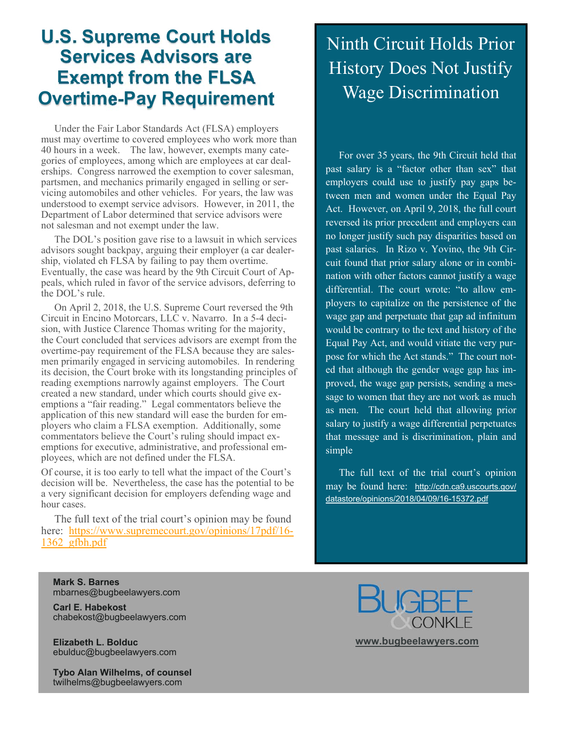# U.S. Supreme Court Holds Services Advisors are Exempt from the FLSA Overtime-Pay Requirement

Under the Fair Labor Standards Act (FLSA) employers must may overtime to covered employees who work more than 40 hours in a week. The law, however, exempts many categories of employees, among which are employees at car dealerships. Congress narrowed the exemption to cover salesman, partsmen, and mechanics primarily engaged in selling or servicing automobiles and other vehicles. For years, the law was understood to exempt service advisors. However, in 2011, the Department of Labor determined that service advisors were not salesman and not exempt under the law.

The DOL's position gave rise to a lawsuit in which services advisors sought backpay, arguing their employer (a car dealership, violated eh FLSA by failing to pay them overtime. Eventually, the case was heard by the 9th Circuit Court of Appeals, which ruled in favor of the service advisors, deferring to the DOL's rule.

On April 2, 2018, the U.S. Supreme Court reversed the 9th Circuit in Encino Motorcars, LLC v. Navarro. In a 5-4 decision, with Justice Clarence Thomas writing for the majority, the Court concluded that services advisors are exempt from the overtime-pay requirement of the FLSA because they are salesmen primarily engaged in servicing automobiles. In rendering its decision, the Court broke with its longstanding principles of reading exemptions narrowly against employers. The Court created a new standard, under which courts should give exemptions a "fair reading." Legal commentators believe the application of this new standard will ease the burden for employers who claim a FLSA exemption. Additionally, some commentators believe the Court's ruling should impact exemptions for executive, administrative, and professional employees, which are not defined under the FLSA.

Of course, it is too early to tell what the impact of the Court's decision will be. Nevertheless, the case has the potential to be a very significant decision for employers defending wage and hour cases.

The full text of the trial court's opinion may be found here: https://www.supremecourt.gov/opinions/17pdf/16-1362_gfbh.pdf

# Ninth Circuit Holds Prior History Does Not Justify Wage Discrimination

For over 35 years, the 9th Circuit held that past salary is a "factor other than sex" that employers could use to justify pay gaps between men and women under the Equal Pay Act. However, on April 9, 2018, the full court reversed its prior precedent and employers can no longer justify such pay disparities based on past salaries. In Rizo v. Yovino, the 9th Circuit found that prior salary alone or in combination with other factors cannot justify a wage differential. The court wrote: "to allow employers to capitalize on the persistence of the wage gap and perpetuate that gap ad infinitum would be contrary to the text and history of the Equal Pay Act, and would vitiate the very purpose for which the Act stands." The court noted that although the gender wage gap has improved, the wage gap persists, sending a message to women that they are not work as much as men. The court held that allowing prior salary to justify a wage differential perpetuates that message and is discrimination, plain and simple

The full text of the trial court's opinion may be found here: http://cdn.ca9.uscourts.gov/datastore/opinions/2018/04/09/16-15372.pdf

**Mark S. Barnes**
mbarnes@bugbeelawyers.com

**Carl E. Habekost**
chabekost@bugbeelawyers.com

**Elizabeth L. Bolduc**
ebulduc@bugbeelawyers.com

**Tybo Alan Wilhelms, of counsel**
twilhelms@bugbeelawyers.com

BUGBEE & CONKLE

**www.bugbeelawyers.com**